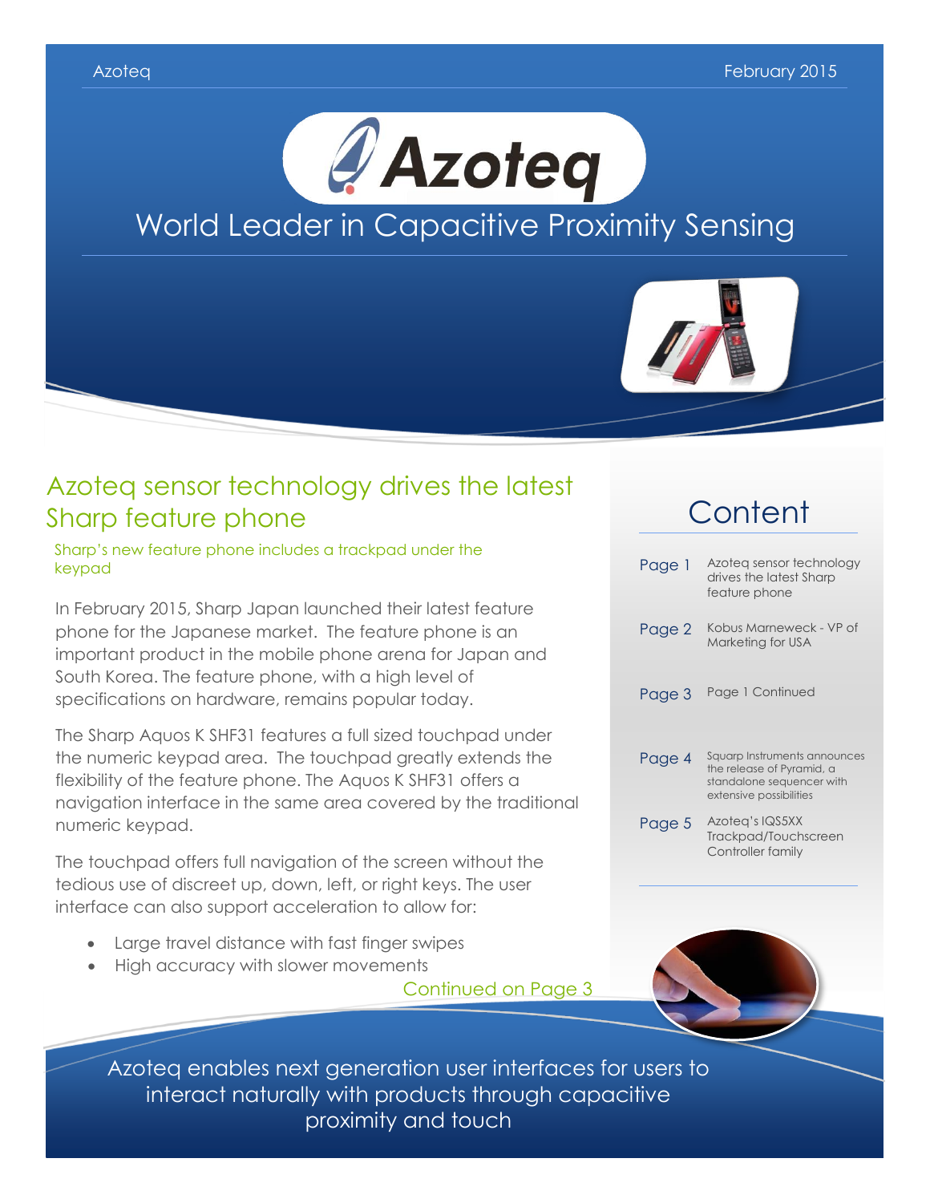Azoteq February 2015

# Azoteq

World Leader in Capacitive Proximity Sensing

## Azoteq sensor technology drives the latest Sharp feature phone

Sharp's new feature phone includes a trackpad under the keypad

In February 2015, Sharp Japan launched their latest feature phone for the Japanese market. The feature phone is an important product in the mobile phone arena for Japan and South Korea. The feature phone, with a high level of specifications on hardware, remains popular today.

The Sharp Aquos K SHF31 features a full sized touchpad under the numeric keypad area. The touchpad greatly extends the flexibility of the feature phone. The Aquos K SHF31 offers a navigation interface in the same area covered by the traditional numeric keypad.

The touchpad offers full navigation of the screen without the tedious use of discreet up, down, left, or right keys. The user interface can also support acceleration to allow for:

- Large travel distance with fast finger swipes
- High accuracy with slower movements

Continued on Page 3

## Content

| | |
|---|---|
| Page 1 | Azoteq sensor technology drives the latest Sharp feature phone |
| Page 2 | Kobus Marneweck - VP of Marketing for USA |
| Page 3 | Page 1 Continued |
| Page 4 | Squarp Instruments announces the release of Pyramid, a standalone sequencer with extensive possibilities |
| Page 5 | Azoteq's IQS5XX Trackpad/Touchscreen Controller family |

Azoteq enables next generation user interfaces for users to interact naturally with products through capacitive proximity and touch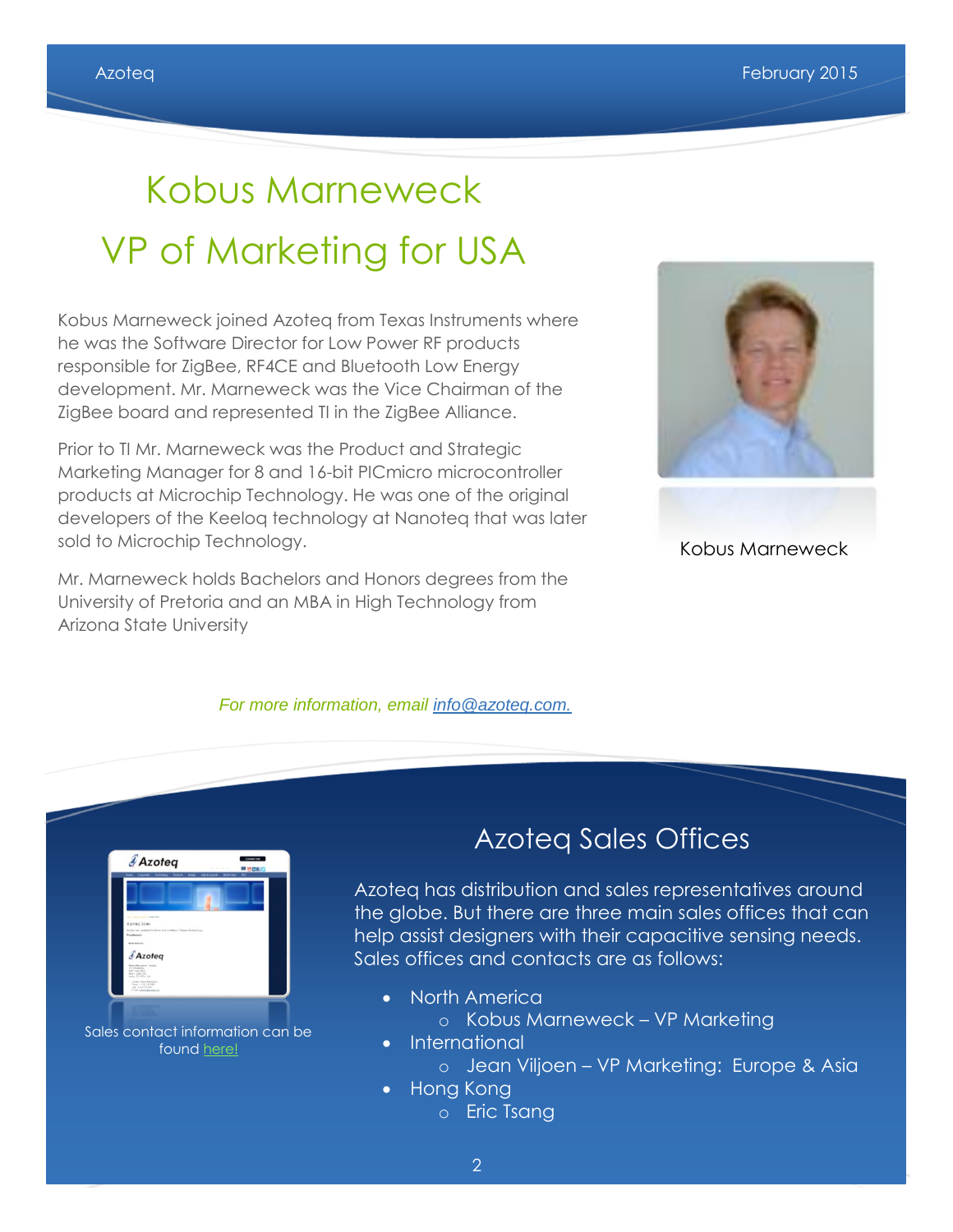# Kobus Marneweck

# VP of Marketing for USA

Kobus Marneweck joined Azoteq from Texas Instruments where he was the Software Director for Low Power RF products responsible for ZigBee, RF4CE and Bluetooth Low Energy development. Mr. Marneweck was the Vice Chairman of the ZigBee board and represented TI in the ZigBee Alliance.

Prior to TI Mr. Marneweck was the Product and Strategic Marketing Manager for 8 and 16-bit PICmicro microcontroller products at Microchip Technology. He was one of the original developers of the Keeloq technology at Nanoteq that was later sold to Microchip Technology.

Mr. Marneweck holds Bachelors and Honors degrees from the University of Pretoria and an MBA in High Technology from Arizona State University

Kobus Marneweck

*For more information, email [info@azoteq.com.](mailto:info@azoteq.com)*

## Azoteq Sales Offices

Azoteq has distribution and sales representatives around the globe. But there are three main sales offices that can help assist designers with their capacitive sensing needs. Sales offices and contacts are as follows:

- North America
  - Kobus Marneweck – VP Marketing
- International
  - Jean Viljoen – VP Marketing: Europe & Asia
- Hong Kong
  - Eric Tsang

Sales contact information can be found here!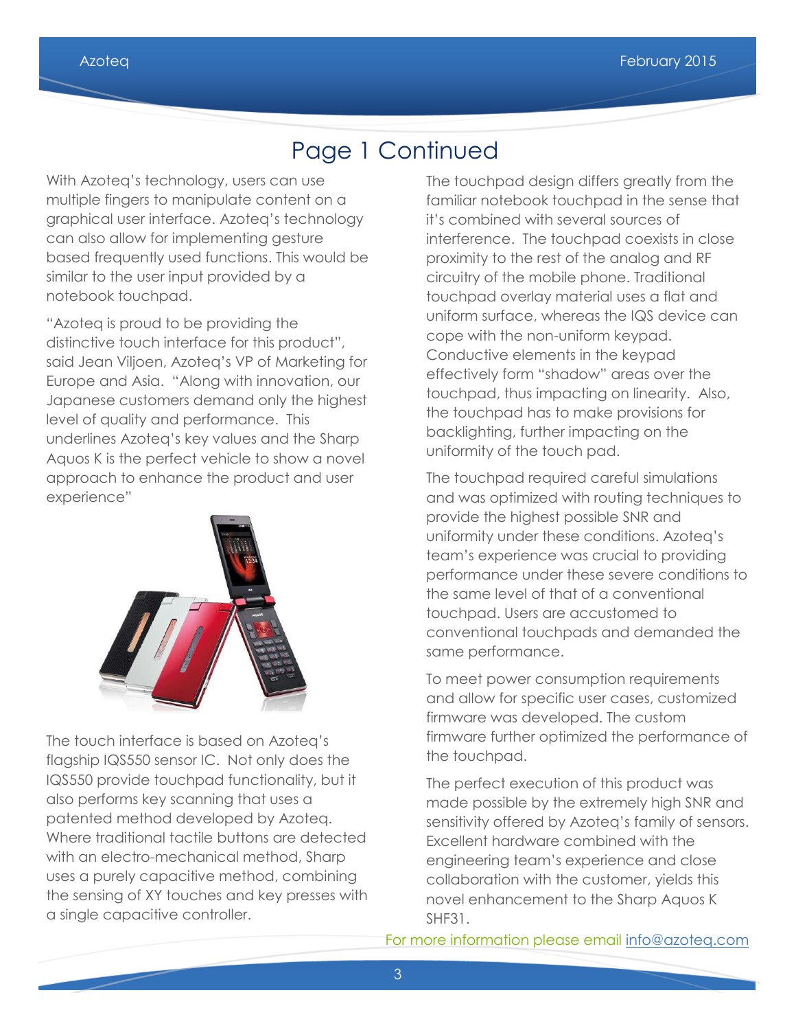# Page 1 Continued

With Azoteq's technology, users can use multiple fingers to manipulate content on a graphical user interface. Azoteq's technology can also allow for implementing gesture based frequently used functions. This would be similar to the user input provided by a notebook touchpad.

"Azoteq is proud to be providing the distinctive touch interface for this product", said Jean Viljoen, Azoteq's VP of Marketing for Europe and Asia. "Along with innovation, our Japanese customers demand only the highest level of quality and performance. This underlines Azoteq's key values and the Sharp Aquos K is the perfect vehicle to show a novel approach to enhance the product and user experience"

The touch interface is based on Azoteq's flagship IQS550 sensor IC. Not only does the IQS550 provide touchpad functionality, but it also performs key scanning that uses a patented method developed by Azoteq. Where traditional tactile buttons are detected with an electro-mechanical method, Sharp uses a purely capacitive method, combining the sensing of XY touches and key presses with a single capacitive controller.

The touchpad design differs greatly from the familiar notebook touchpad in the sense that it's combined with several sources of interference. The touchpad coexists in close proximity to the rest of the analog and RF circuitry of the mobile phone. Traditional touchpad overlay material uses a flat and uniform surface, whereas the IQS device can cope with the non-uniform keypad. Conductive elements in the keypad effectively form "shadow" areas over the touchpad, thus impacting on linearity. Also, the touchpad has to make provisions for backlighting, further impacting on the uniformity of the touch pad.

The touchpad required careful simulations and was optimized with routing techniques to provide the highest possible SNR and uniformity under these conditions. Azoteq's team's experience was crucial to providing performance under these severe conditions to the same level of that of a conventional touchpad. Users are accustomed to conventional touchpads and demanded the same performance.

To meet power consumption requirements and allow for specific user cases, customized firmware was developed. The custom firmware further optimized the performance of the touchpad.

The perfect execution of this product was made possible by the extremely high SNR and sensitivity offered by Azoteq's family of sensors. Excellent hardware combined with the engineering team's experience and close collaboration with the customer, yields this novel enhancement to the Sharp Aquos K SHF31.

For more information please email info@azoteq.com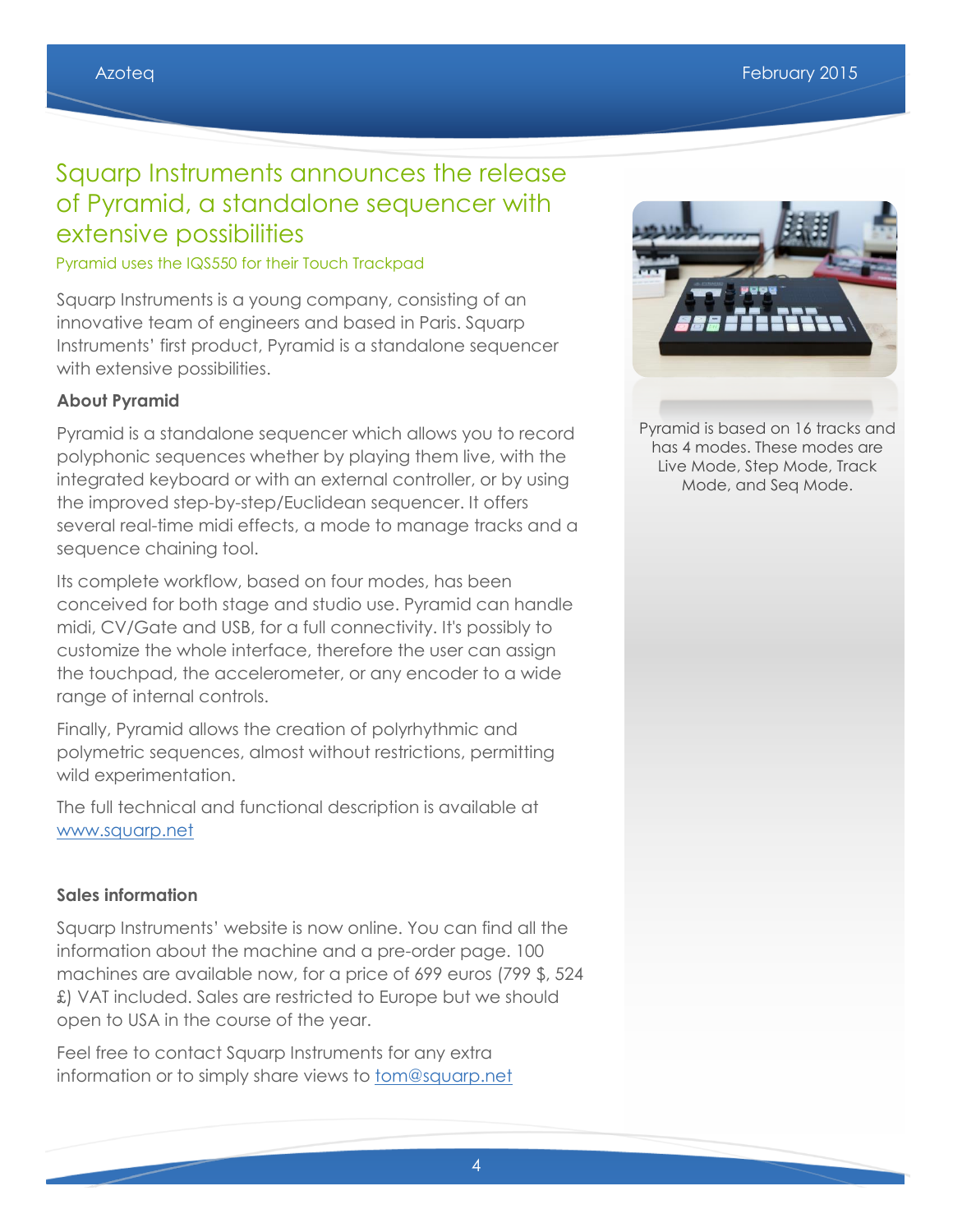# Squarp Instruments announces the release of Pyramid, a standalone sequencer with extensive possibilities

Pyramid uses the IQS550 for their Touch Trackpad

Squarp Instruments is a young company, consisting of an innovative team of engineers and based in Paris. Squarp Instruments' first product, Pyramid is a standalone sequencer with extensive possibilities.

**About Pyramid**

Pyramid is a standalone sequencer which allows you to record polyphonic sequences whether by playing them live, with the integrated keyboard or with an external controller, or by using the improved step-by-step/Euclidean sequencer. It offers several real-time midi effects, a mode to manage tracks and a sequence chaining tool.

Its complete workflow, based on four modes, has been conceived for both stage and studio use. Pyramid can handle midi, CV/Gate and USB, for a full connectivity. It's possibly to customize the whole interface, therefore the user can assign the touchpad, the accelerometer, or any encoder to a wide range of internal controls.

Finally, Pyramid allows the creation of polyrhythmic and polymetric sequences, almost without restrictions, permitting wild experimentation.

The full technical and functional description is available at www.squarp.net

**Sales information**

Squarp Instruments' website is now online. You can find all the information about the machine and a pre-order page. 100 machines are available now, for a price of 699 euros (799 $, 524 £) VAT included. Sales are restricted to Europe but we should open to USA in the course of the year.

Feel free to contact Squarp Instruments for any extra information or to simply share views to tom@squarp.net

Pyramid is based on 16 tracks and has 4 modes. These modes are Live Mode, Step Mode, Track Mode, and Seq Mode.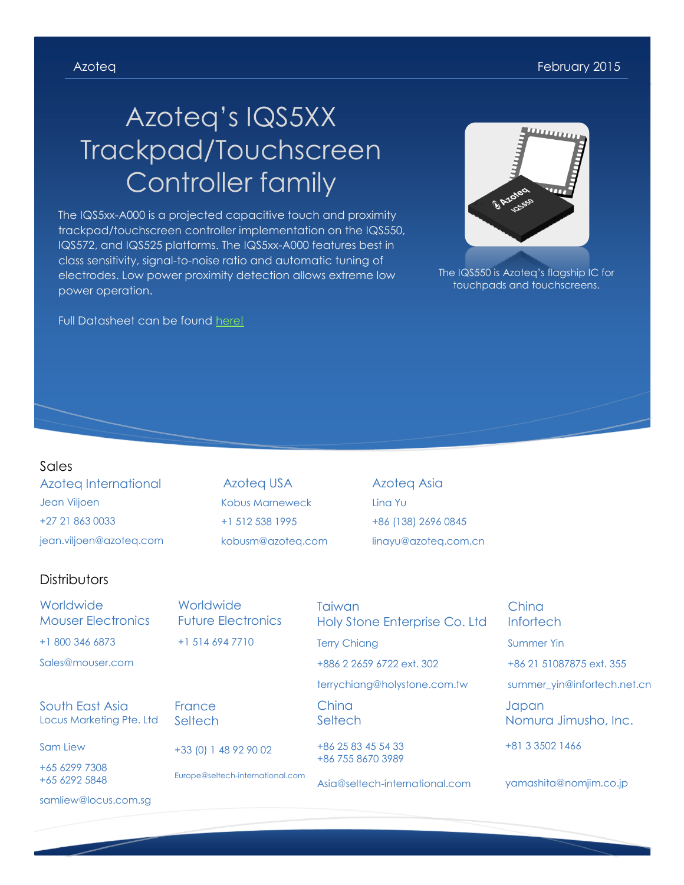Azoteq February 2015

# Azoteq's IQS5XX Trackpad/Touchscreen Controller family

The IQS5xx-A000 is a projected capacitive touch and proximity trackpad/touchscreen controller implementation on the IQS550, IQS572, and IQS525 platforms. The IQS5xx-A000 features best in class sensitivity, signal-to-noise ratio and automatic tuning of electrodes. Low power proximity detection allows extreme low power operation.

Full Datasheet can be found here!

The IQS550 is Azoteq's flagship IC for touchpads and touchscreens.

## Sales

**Azoteq International**
Jean Viljoen
+27 21 863 0033
jean.viljoen@azoteq.com

**Azoteq USA**
Kobus Marneweck
+1 512 538 1995
kobusm@azoteq.com

**Azoteq Asia**
Lina Yu
+86 (138) 2696 0845
linayu@azoteq.com.cn

## Distributors

**Worldwide**
Mouser Electronics
+1 800 346 6873
Sales@mouser.com

**Worldwide**
Future Electronics
+1 514 694 7710

**Taiwan**
Holy Stone Enterprise Co. Ltd
Terry Chiang
+886 2 2659 6722 ext. 302
terrychiang@holystone.com.tw

**China**
Infortech
Summer Yin
+86 21 51087875 ext. 355
summer_yin@infortech.net.cn

**South East Asia**
Locus Marketing Pte. Ltd
Sam Liew
+65 6299 7308
+65 6292 5848
samliew@locus.com.sg

**France**
Seltech
+33 (0) 1 48 92 90 02
Europe@seltech-international.com

**China**
Seltech
+86 25 83 45 54 33
+86 755 8670 3989
Asia@seltech-international.com

**Japan**
Nomura Jimusho, Inc.
+81 3 3502 1466
yamashita@nomjim.co.jp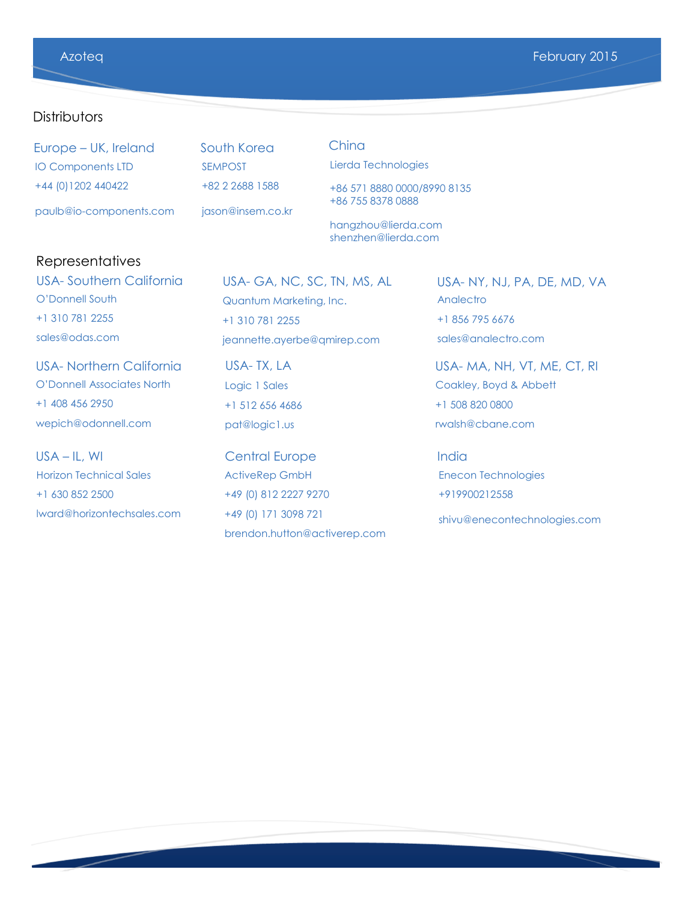## Distributors

### Europe – UK, Ireland

IO Components LTD

+44 (0)1202 440422

paulb@io-components.com

### South Korea

SEMPOST

+82 2 2688 1588

jason@insem.co.kr

### China

Lierda Technologies

+86 571 8880 0000/8990 8135
+86 755 8378 0888

hangzhou@lierda.com
shenzhen@lierda.com

## Representatives

### USA- Southern California

O'Donnell South

+1 310 781 2255

sales@odas.com

### USA- Northern California

O'Donnell Associates North

+1 408 456 2950

wepich@odonnell.com

### USA – IL, WI

Horizon Technical Sales

+1 630 852 2500

lward@horizontechsales.com

### USA- GA, NC, SC, TN, MS, AL

Quantum Marketing, Inc.

+1 310 781 2255

jeannette.ayerbe@qmirep.com

### USA- TX, LA

Logic 1 Sales

+1 512 656 4686

pat@logic1.us

### Central Europe

ActiveRep GmbH

+49 (0) 812 2227 9270

+49 (0) 171 3098 721

brendon.hutton@activerep.com

### USA- NY, NJ, PA, DE, MD, VA

Analectro

+1 856 795 6676

sales@analectro.com

### USA- MA, NH, VT, ME, CT, RI

Coakley, Boyd & Abbett

+1 508 820 0800

rwalsh@cbane.com

### India

Enecon Technologies

+919900212558

shivu@enecontechnologies.com